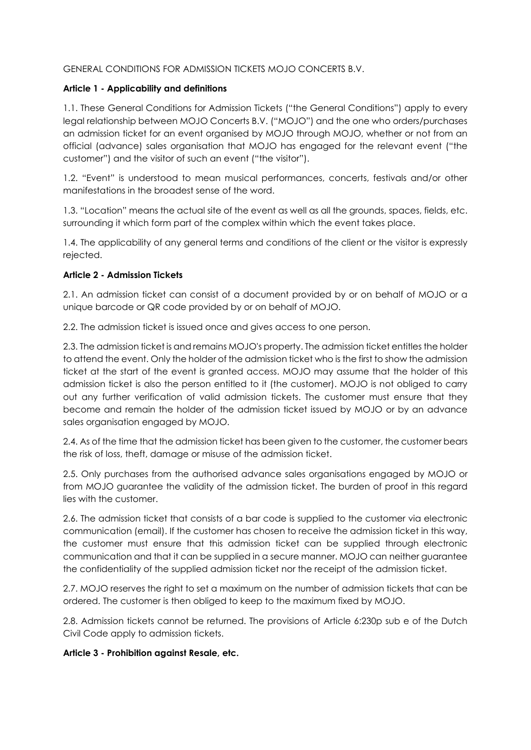GENERAL CONDITIONS FOR ADMISSION TICKETS MOJO CONCERTS B.V.

**Article 1 - Applicability and definitions**

1.1. These General Conditions for Admission Tickets ("the General Conditions") apply to every legal relationship between MOJO Concerts B.V. ("MOJO") and the one who orders/purchases an admission ticket for an event organised by MOJO through MOJO, whether or not from an official (advance) sales organisation that MOJO has engaged for the relevant event ("the customer") and the visitor of such an event ("the visitor").

1.2. "Event" is understood to mean musical performances, concerts, festivals and/or other manifestations in the broadest sense of the word.

1.3. "Location" means the actual site of the event as well as all the grounds, spaces, fields, etc. surrounding it which form part of the complex within which the event takes place.

1.4. The applicability of any general terms and conditions of the client or the visitor is expressly rejected.

**Article 2 - Admission Tickets**

2.1. An admission ticket can consist of a document provided by or on behalf of MOJO or a unique barcode or QR code provided by or on behalf of MOJO.

2.2. The admission ticket is issued once and gives access to one person.

2.3. The admission ticket is and remains MOJO's property. The admission ticket entitles the holder to attend the event. Only the holder of the admission ticket who is the first to show the admission ticket at the start of the event is granted access. MOJO may assume that the holder of this admission ticket is also the person entitled to it (the customer). MOJO is not obliged to carry out any further verification of valid admission tickets. The customer must ensure that they become and remain the holder of the admission ticket issued by MOJO or by an advance sales organisation engaged by MOJO.

2.4. As of the time that the admission ticket has been given to the customer, the customer bears the risk of loss, theft, damage or misuse of the admission ticket.

2.5. Only purchases from the authorised advance sales organisations engaged by MOJO or from MOJO guarantee the validity of the admission ticket. The burden of proof in this regard lies with the customer.

2.6. The admission ticket that consists of a bar code is supplied to the customer via electronic communication (email). If the customer has chosen to receive the admission ticket in this way, the customer must ensure that this admission ticket can be supplied through electronic communication and that it can be supplied in a secure manner. MOJO can neither guarantee the confidentiality of the supplied admission ticket nor the receipt of the admission ticket.

2.7. MOJO reserves the right to set a maximum on the number of admission tickets that can be ordered. The customer is then obliged to keep to the maximum fixed by MOJO.

2.8. Admission tickets cannot be returned. The provisions of Article 6:230p sub e of the Dutch Civil Code apply to admission tickets.

**Article 3 - Prohibition against Resale, etc.**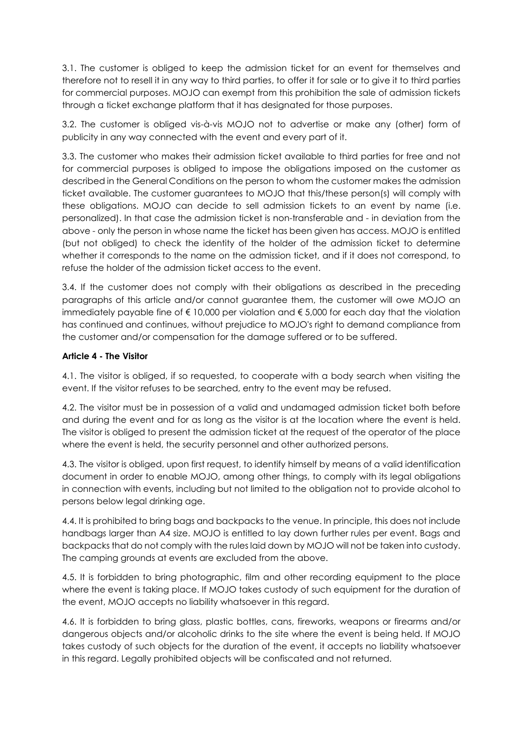3.1. The customer is obliged to keep the admission ticket for an event for themselves and therefore not to resell it in any way to third parties, to offer it for sale or to give it to third parties for commercial purposes. MOJO can exempt from this prohibition the sale of admission tickets through a ticket exchange platform that it has designated for those purposes.

3.2. The customer is obliged vis-à-vis MOJO not to advertise or make any (other) form of publicity in any way connected with the event and every part of it.

3.3. The customer who makes their admission ticket available to third parties for free and not for commercial purposes is obliged to impose the obligations imposed on the customer as described in the General Conditions on the person to whom the customer makes the admission ticket available. The customer guarantees to MOJO that this/these person(s) will comply with these obligations. MOJO can decide to sell admission tickets to an event by name (i.e. personalized). In that case the admission ticket is non-transferable and - in deviation from the above - only the person in whose name the ticket has been given has access. MOJO is entitled (but not obliged) to check the identity of the holder of the admission ticket to determine whether it corresponds to the name on the admission ticket, and if it does not correspond, to refuse the holder of the admission ticket access to the event.

3.4. If the customer does not comply with their obligations as described in the preceding paragraphs of this article and/or cannot guarantee them, the customer will owe MOJO an immediately payable fine of € 10,000 per violation and € 5,000 for each day that the violation has continued and continues, without prejudice to MOJO's right to demand compliance from the customer and/or compensation for the damage suffered or to be suffered.

**Article 4 - The Visitor**

4.1. The visitor is obliged, if so requested, to cooperate with a body search when visiting the event. If the visitor refuses to be searched, entry to the event may be refused.

4.2. The visitor must be in possession of a valid and undamaged admission ticket both before and during the event and for as long as the visitor is at the location where the event is held. The visitor is obliged to present the admission ticket at the request of the operator of the place where the event is held, the security personnel and other authorized persons.

4.3. The visitor is obliged, upon first request, to identify himself by means of a valid identification document in order to enable MOJO, among other things, to comply with its legal obligations in connection with events, including but not limited to the obligation not to provide alcohol to persons below legal drinking age.

4.4. It is prohibited to bring bags and backpacks to the venue. In principle, this does not include handbags larger than A4 size. MOJO is entitled to lay down further rules per event. Bags and backpacks that do not comply with the rules laid down by MOJO will not be taken into custody. The camping grounds at events are excluded from the above.

4.5. It is forbidden to bring photographic, film and other recording equipment to the place where the event is taking place. If MOJO takes custody of such equipment for the duration of the event, MOJO accepts no liability whatsoever in this regard.

4.6. It is forbidden to bring glass, plastic bottles, cans, fireworks, weapons or firearms and/or dangerous objects and/or alcoholic drinks to the site where the event is being held. If MOJO takes custody of such objects for the duration of the event, it accepts no liability whatsoever in this regard. Legally prohibited objects will be confiscated and not returned.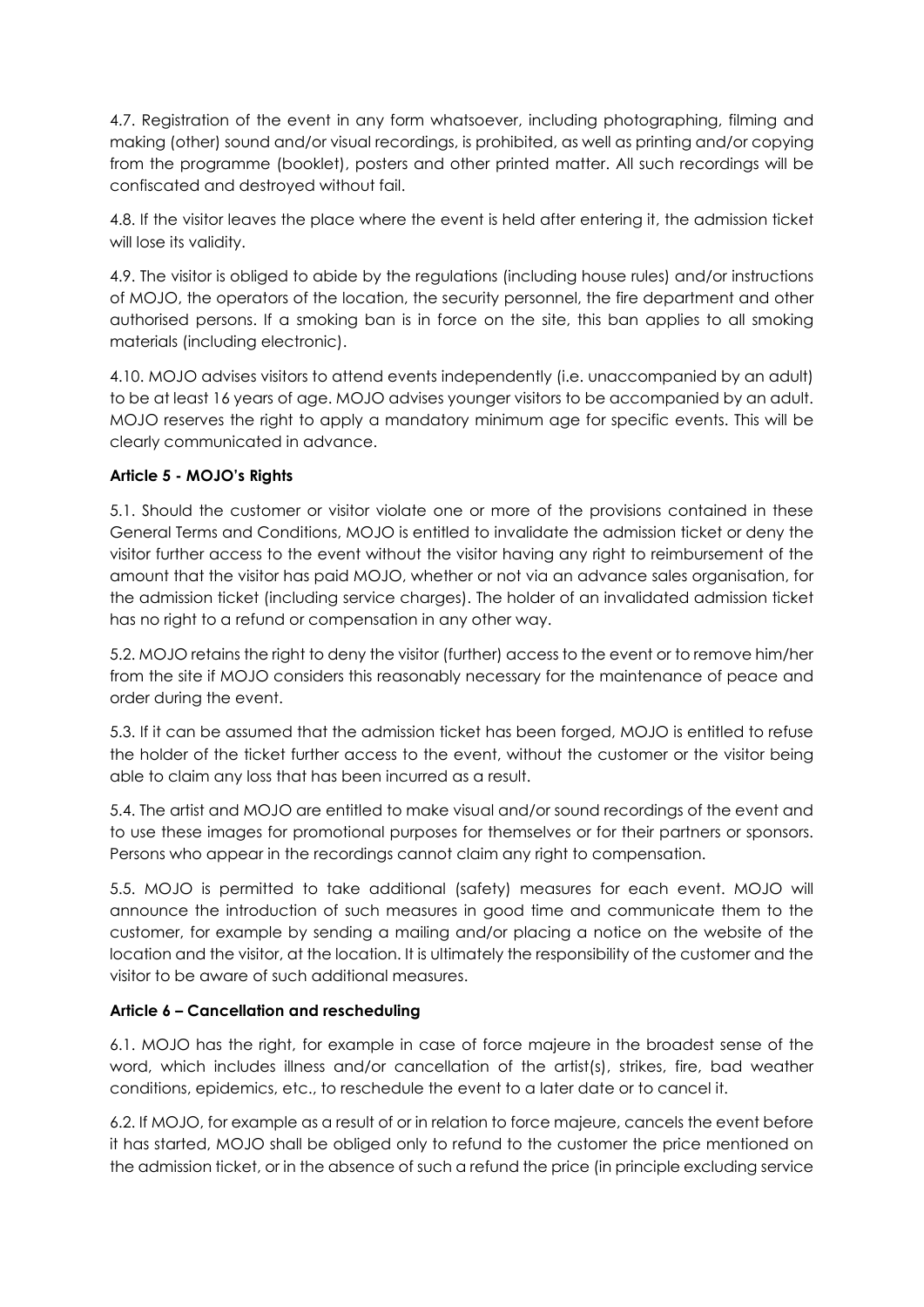4.7. Registration of the event in any form whatsoever, including photographing, filming and making (other) sound and/or visual recordings, is prohibited, as well as printing and/or copying from the programme (booklet), posters and other printed matter. All such recordings will be confiscated and destroyed without fail.

4.8. If the visitor leaves the place where the event is held after entering it, the admission ticket will lose its validity.

4.9. The visitor is obliged to abide by the regulations (including house rules) and/or instructions of MOJO, the operators of the location, the security personnel, the fire department and other authorised persons. If a smoking ban is in force on the site, this ban applies to all smoking materials (including electronic).

4.10. MOJO advises visitors to attend events independently (i.e. unaccompanied by an adult) to be at least 16 years of age. MOJO advises younger visitors to be accompanied by an adult. MOJO reserves the right to apply a mandatory minimum age for specific events. This will be clearly communicated in advance.

**Article 5 - MOJO's Rights**

5.1. Should the customer or visitor violate one or more of the provisions contained in these General Terms and Conditions, MOJO is entitled to invalidate the admission ticket or deny the visitor further access to the event without the visitor having any right to reimbursement of the amount that the visitor has paid MOJO, whether or not via an advance sales organisation, for the admission ticket (including service charges). The holder of an invalidated admission ticket has no right to a refund or compensation in any other way.

5.2. MOJO retains the right to deny the visitor (further) access to the event or to remove him/her from the site if MOJO considers this reasonably necessary for the maintenance of peace and order during the event.

5.3. If it can be assumed that the admission ticket has been forged, MOJO is entitled to refuse the holder of the ticket further access to the event, without the customer or the visitor being able to claim any loss that has been incurred as a result.

5.4. The artist and MOJO are entitled to make visual and/or sound recordings of the event and to use these images for promotional purposes for themselves or for their partners or sponsors. Persons who appear in the recordings cannot claim any right to compensation.

5.5. MOJO is permitted to take additional (safety) measures for each event. MOJO will announce the introduction of such measures in good time and communicate them to the customer, for example by sending a mailing and/or placing a notice on the website of the location and the visitor, at the location. It is ultimately the responsibility of the customer and the visitor to be aware of such additional measures.

**Article 6 – Cancellation and rescheduling**

6.1. MOJO has the right, for example in case of force majeure in the broadest sense of the word, which includes illness and/or cancellation of the artist(s), strikes, fire, bad weather conditions, epidemics, etc., to reschedule the event to a later date or to cancel it.

6.2. If MOJO, for example as a result of or in relation to force majeure, cancels the event before it has started, MOJO shall be obliged only to refund to the customer the price mentioned on the admission ticket, or in the absence of such a refund the price (in principle excluding service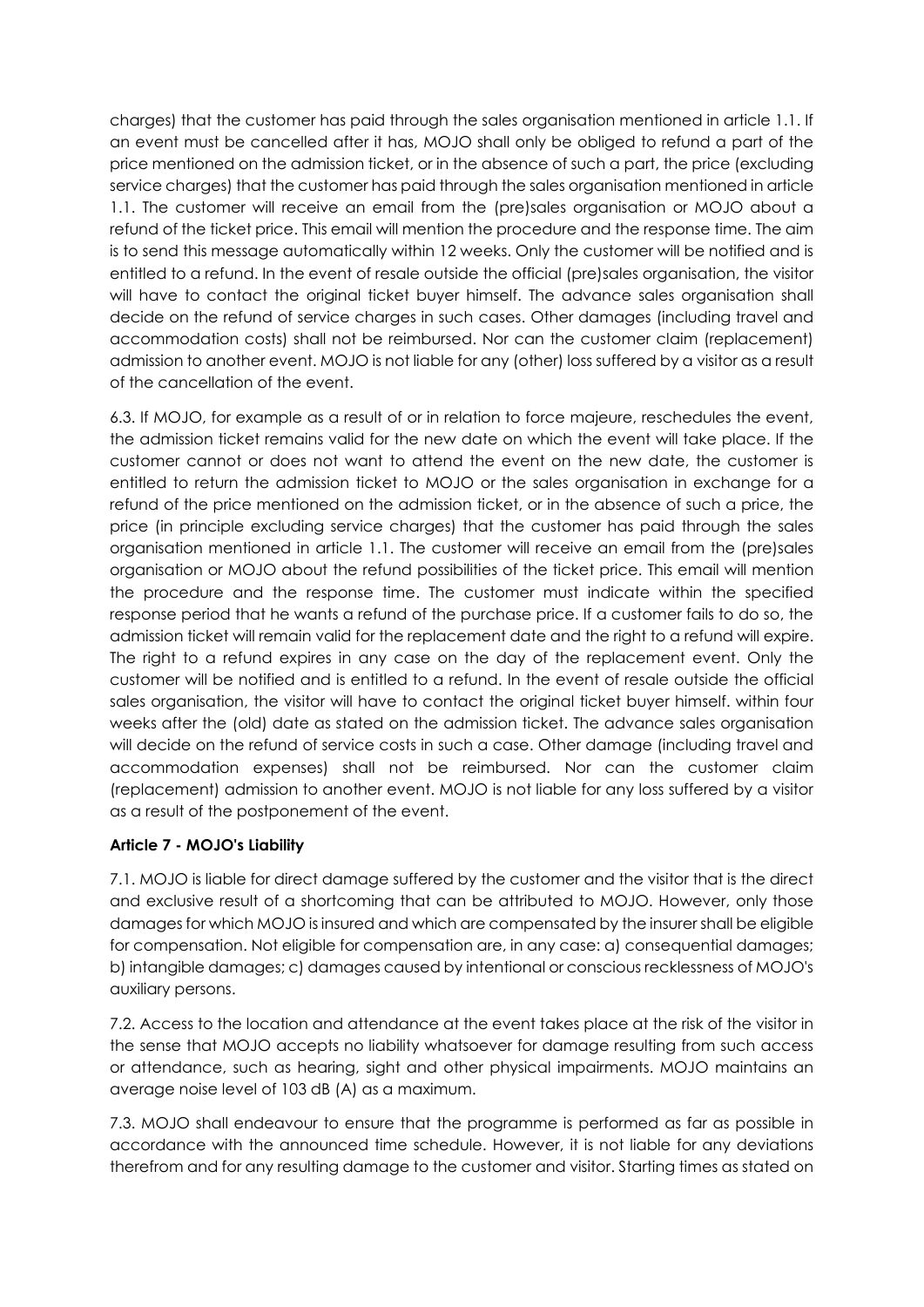charges) that the customer has paid through the sales organisation mentioned in article 1.1. If an event must be cancelled after it has, MOJO shall only be obliged to refund a part of the price mentioned on the admission ticket, or in the absence of such a part, the price (excluding service charges) that the customer has paid through the sales organisation mentioned in article 1.1. The customer will receive an email from the (pre)sales organisation or MOJO about a refund of the ticket price. This email will mention the procedure and the response time. The aim is to send this message automatically within 12 weeks. Only the customer will be notified and is entitled to a refund. In the event of resale outside the official (pre)sales organisation, the visitor will have to contact the original ticket buyer himself. The advance sales organisation shall decide on the refund of service charges in such cases. Other damages (including travel and accommodation costs) shall not be reimbursed. Nor can the customer claim (replacement) admission to another event. MOJO is not liable for any (other) loss suffered by a visitor as a result of the cancellation of the event.

6.3. If MOJO, for example as a result of or in relation to force majeure, reschedules the event, the admission ticket remains valid for the new date on which the event will take place. If the customer cannot or does not want to attend the event on the new date, the customer is entitled to return the admission ticket to MOJO or the sales organisation in exchange for a refund of the price mentioned on the admission ticket, or in the absence of such a price, the price (in principle excluding service charges) that the customer has paid through the sales organisation mentioned in article 1.1. The customer will receive an email from the (pre)sales organisation or MOJO about the refund possibilities of the ticket price. This email will mention the procedure and the response time. The customer must indicate within the specified response period that he wants a refund of the purchase price. If a customer fails to do so, the admission ticket will remain valid for the replacement date and the right to a refund will expire. The right to a refund expires in any case on the day of the replacement event. Only the customer will be notified and is entitled to a refund. In the event of resale outside the official sales organisation, the visitor will have to contact the original ticket buyer himself. within four weeks after the (old) date as stated on the admission ticket. The advance sales organisation will decide on the refund of service costs in such a case. Other damage (including travel and accommodation expenses) shall not be reimbursed. Nor can the customer claim (replacement) admission to another event. MOJO is not liable for any loss suffered by a visitor as a result of the postponement of the event.

**Article 7 - MOJO's Liability**

7.1. MOJO is liable for direct damage suffered by the customer and the visitor that is the direct and exclusive result of a shortcoming that can be attributed to MOJO. However, only those damages for which MOJO is insured and which are compensated by the insurer shall be eligible for compensation. Not eligible for compensation are, in any case: a) consequential damages; b) intangible damages; c) damages caused by intentional or conscious recklessness of MOJO's auxiliary persons.

7.2. Access to the location and attendance at the event takes place at the risk of the visitor in the sense that MOJO accepts no liability whatsoever for damage resulting from such access or attendance, such as hearing, sight and other physical impairments. MOJO maintains an average noise level of 103 dB (A) as a maximum.

7.3. MOJO shall endeavour to ensure that the programme is performed as far as possible in accordance with the announced time schedule. However, it is not liable for any deviations therefrom and for any resulting damage to the customer and visitor. Starting times as stated on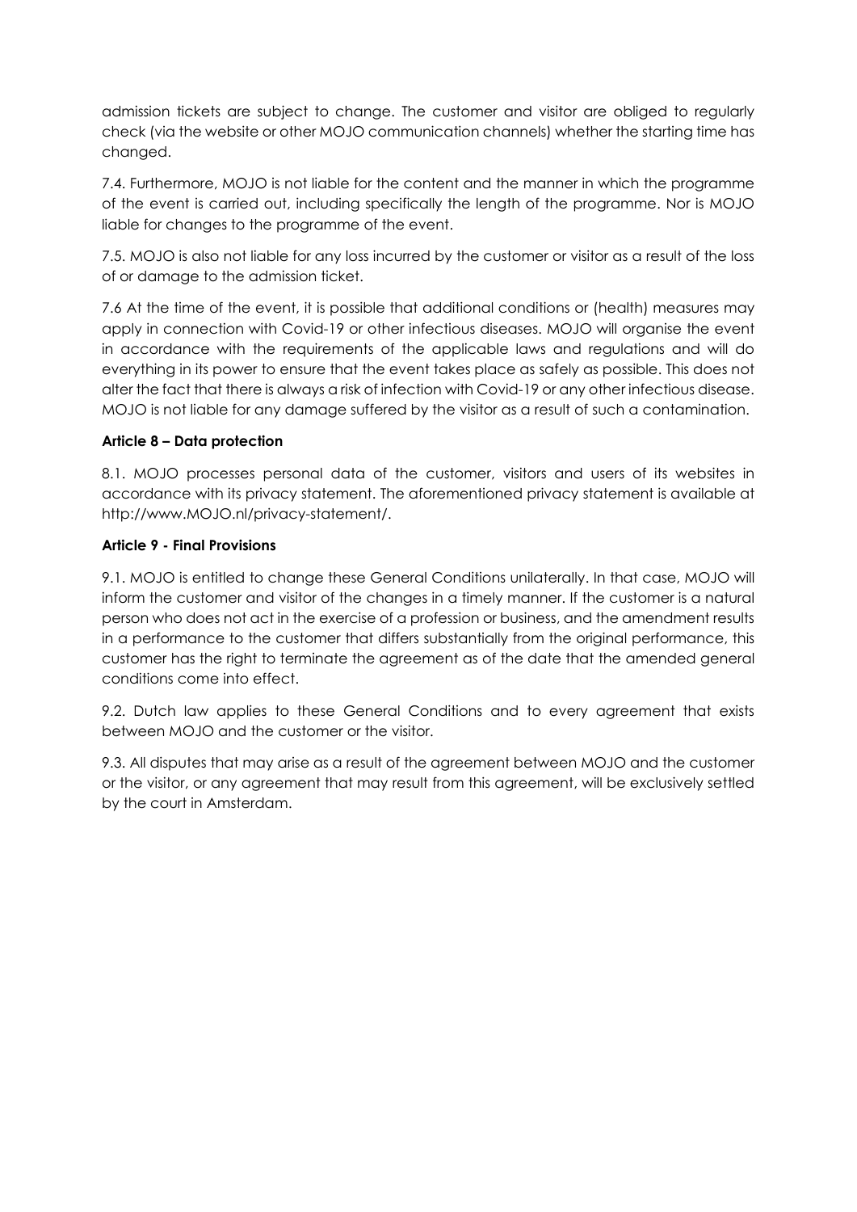admission tickets are subject to change. The customer and visitor are obliged to regularly check (via the website or other MOJO communication channels) whether the starting time has changed.

7.4. Furthermore, MOJO is not liable for the content and the manner in which the programme of the event is carried out, including specifically the length of the programme. Nor is MOJO liable for changes to the programme of the event.

7.5. MOJO is also not liable for any loss incurred by the customer or visitor as a result of the loss of or damage to the admission ticket.

7.6 At the time of the event, it is possible that additional conditions or (health) measures may apply in connection with Covid-19 or other infectious diseases. MOJO will organise the event in accordance with the requirements of the applicable laws and regulations and will do everything in its power to ensure that the event takes place as safely as possible. This does not alter the fact that there is always a risk of infection with Covid-19 or any other infectious disease. MOJO is not liable for any damage suffered by the visitor as a result of such a contamination.

**Article 8 – Data protection**

8.1. MOJO processes personal data of the customer, visitors and users of its websites in accordance with its privacy statement. The aforementioned privacy statement is available at http://www.MOJO.nl/privacy-statement/.

**Article 9 - Final Provisions**

9.1. MOJO is entitled to change these General Conditions unilaterally. In that case, MOJO will inform the customer and visitor of the changes in a timely manner. If the customer is a natural person who does not act in the exercise of a profession or business, and the amendment results in a performance to the customer that differs substantially from the original performance, this customer has the right to terminate the agreement as of the date that the amended general conditions come into effect.

9.2. Dutch law applies to these General Conditions and to every agreement that exists between MOJO and the customer or the visitor.

9.3. All disputes that may arise as a result of the agreement between MOJO and the customer or the visitor, or any agreement that may result from this agreement, will be exclusively settled by the court in Amsterdam.